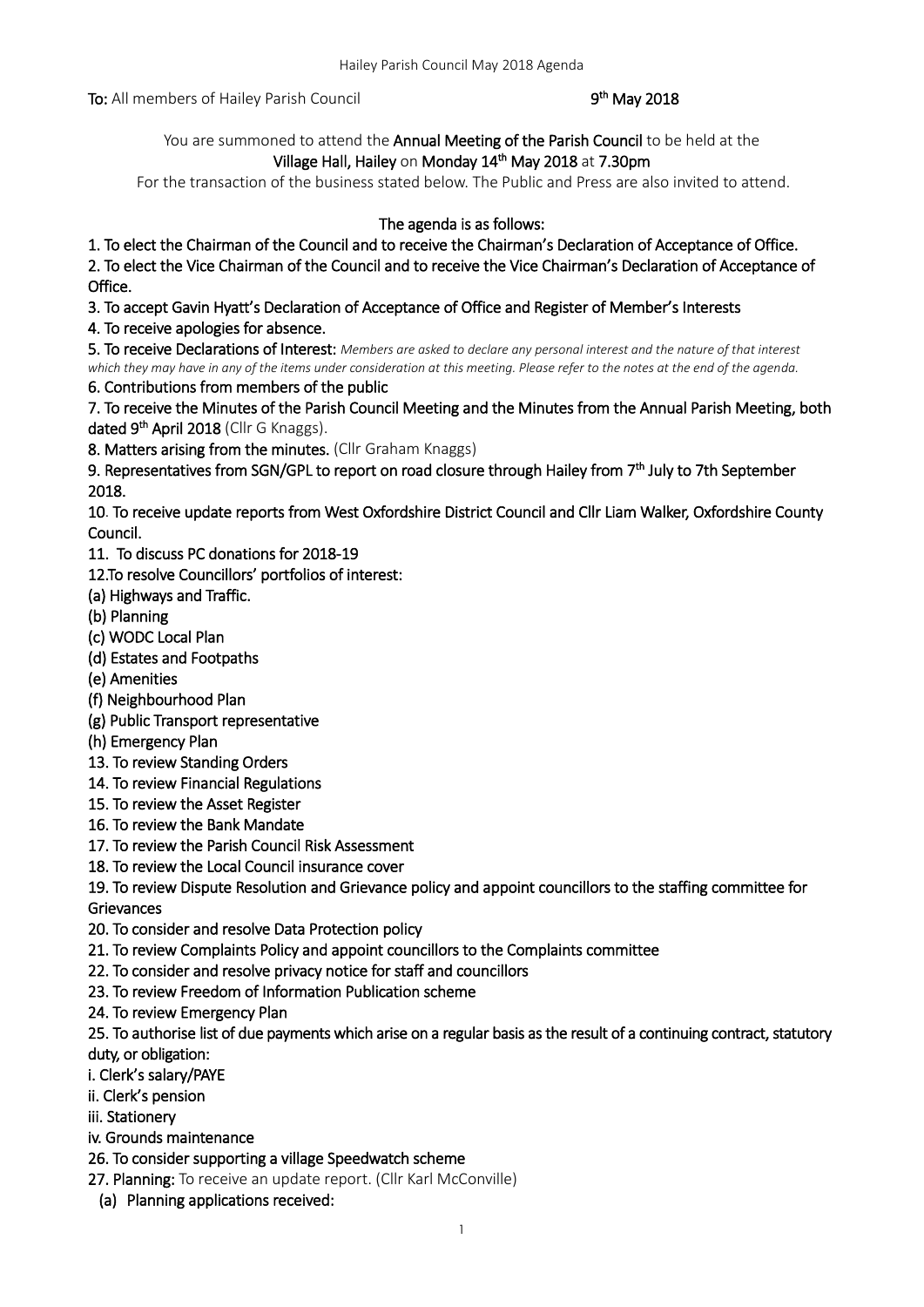**To:** All members of Hailey Parish Council 9th May 2018

You are summoned to attend the **Annual Meeting of the Parish Council** to be held at the **Village Hall, Hailey** on **Monday 14th May 2018** at **7.30pm**

For the transaction of the business stated below. The Public and Press are also invited to attend.

**The agenda is as follows:**

**1. To elect the Chairman of the Council and to receive the Chairman's Declaration of Acceptance of Office.**

**2. To elect the Vice Chairman of the Council and to receive the Vice Chairman's Declaration of Acceptance of Office.**

**3. To accept Gavin Hyatt's Declaration of Acceptance of Office and Register of Member's Interests**

**4. To receive apologies for absence.**

**5. To receive Declarations of Interest:** *Members are asked to declare any personal interest and the nature of that interest which they may have in any of the items under consideration at this meeting. Please refer to the notes at the end of the agenda.*

**6. Contributions from members of the public**

**7. To receive the Minutes of the Parish Council Meeting and the Minutes from the Annual Parish Meeting, both dated 9th April 2018** (Cllr G Knaggs).

**8. Matters arising from the minutes.** (Cllr Graham Knaggs)

**9. Representatives from SGN/GPL to report on road closure through Hailey from 7th July to 7th September 2018.**

**10. To receive update reports from West Oxfordshire District Council and Cllr Liam Walker, Oxfordshire County Council.**

**11. To discuss PC donations for 2018-19**

**12.To resolve Councillors' portfolios of interest:**

**(a) Highways and Traffic.**

**(b) Planning**

**(c) WODC Local Plan**

**(d) Estates and Footpaths**

**(e) Amenities**

**(f) Neighbourhood Plan**

**(g) Public Transport representative**

**(h) Emergency Plan**

**13. To review Standing Orders**

**14. To review Financial Regulations**

**15. To review the Asset Register**

**16. To review the Bank Mandate**

**17. To review the Parish Council Risk Assessment**

**18. To review the Local Council insurance cover**

**19. To review Dispute Resolution and Grievance policy and appoint councillors to the staffing committee for Grievances**

**20. To consider and resolve Data Protection policy**

**21. To review Complaints Policy and appoint councillors to the Complaints committee**

**22. To consider and resolve privacy notice for staff and councillors**

**23. To review Freedom of Information Publication scheme**

**24. To review Emergency Plan**

**25. To authorise list of due payments which arise on a regular basis as the result of a continuing contract, statutory duty, or obligation:**

**i. Clerk's salary/PAYE**

**ii. Clerk's pension**

**iii. Stationery**

**iv. Grounds maintenance**

**26. To consider supporting a village Speedwatch scheme**

**27. Planning:** To receive an update report. (Cllr Karl McConville)

**(a) Planning applications received:**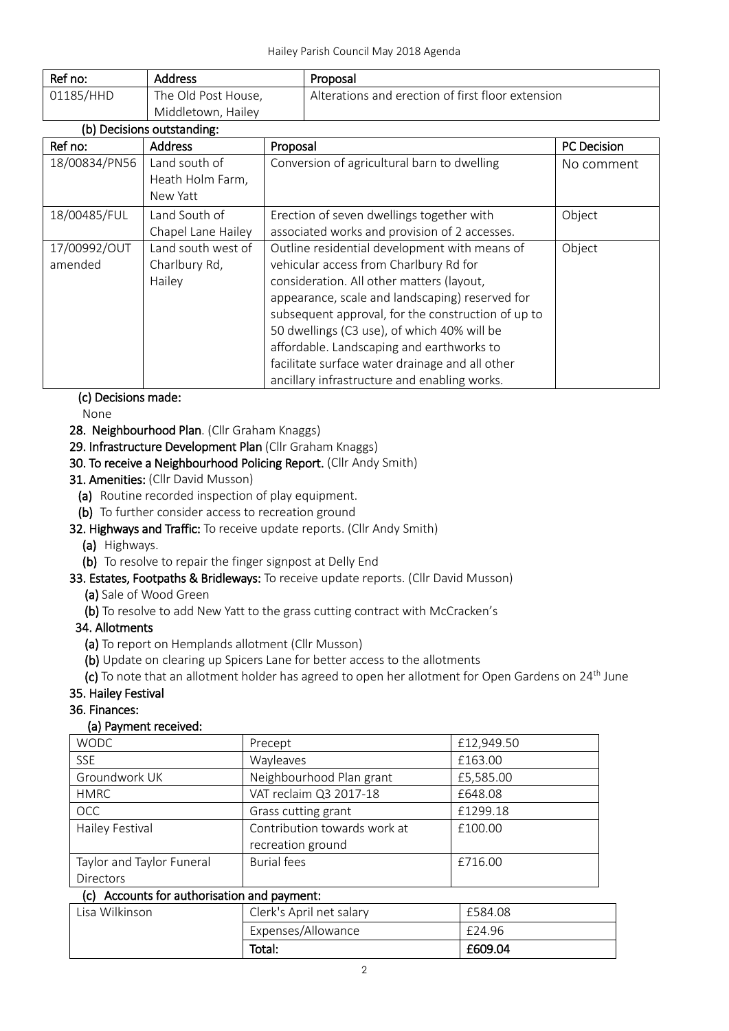| Ref no: | Address | Proposal |
|---|---|---|
| 01185/HHD | The Old Post House, Middletown, Hailey | Alterations and erection of first floor extension |

**(b) Decisions outstanding:**

| Ref no: | Address | Proposal | PC Decision |
|---|---|---|---|
| 18/00834/PN56 | Land south of Heath Holm Farm, New Yatt | Conversion of agricultural barn to dwelling | No comment |
| 18/00485/FUL | Land South of Chapel Lane Hailey | Erection of seven dwellings together with associated works and provision of 2 accesses. | Object |
| 17/00992/OUT amended | Land south west of Charlbury Rd, Hailey | Outline residential development with means of vehicular access from Charlbury Rd for consideration. All other matters (layout, appearance, scale and landscaping) reserved for subsequent approval, for the construction of up to 50 dwellings (C3 use), of which 40% will be affordable. Landscaping and earthworks to facilitate surface water drainage and all other ancillary infrastructure and enabling works. | Object |

**(c) Decisions made:**

None

**28. Neighbourhood Plan**. (Cllr Graham Knaggs)

**29. Infrastructure Development Plan** (Cllr Graham Knaggs)

**30. To receive a Neighbourhood Policing Report.** (Cllr Andy Smith)

**31. Amenities:** (Cllr David Musson)

- **(a)** Routine recorded inspection of play equipment.
- **(b)** To further consider access to recreation ground

**32. Highways and Traffic:** To receive update reports. (Cllr Andy Smith)

- **(a)** Highways.
- **(b)** To resolve to repair the finger signpost at Delly End

**33. Estates, Footpaths & Bridleways:** To receive update reports. (Cllr David Musson)

- **(a)** Sale of Wood Green
- **(b)** To resolve to add New Yatt to the grass cutting contract with McCracken's

**34. Allotments**

- **(a)** To report on Hemplands allotment (Cllr Musson)
- **(b)** Update on clearing up Spicers Lane for better access to the allotments
- **(c)** To note that an allotment holder has agreed to open her allotment for Open Gardens on 24th June

**35. Hailey Festival**

**36. Finances:**

**(a) Payment received:**

| WODC | Precept | £12,949.50 |
|---|---|---|
| SSE | Wayleaves | £163.00 |
| Groundwork UK | Neighbourhood Plan grant | £5,585.00 |
| HMRC | VAT reclaim Q3 2017-18 | £648.08 |
| OCC | Grass cutting grant | £1299.18 |
| Hailey Festival | Contribution towards work at recreation ground | £100.00 |
| Taylor and Taylor Funeral Directors | Burial fees | £716.00 |

**(c) Accounts for authorisation and payment:**

| Lisa Wilkinson | Clerk's April net salary | £584.08 |
|---|---|---|
| | Expenses/Allowance | £24.96 |
| | **Total:** | **£609.04** |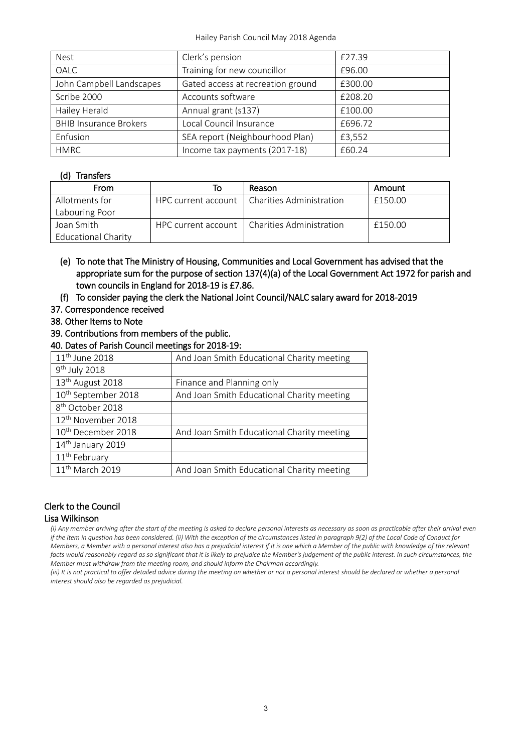| Nest | Clerk's pension | £27.39 |
|---|---|---|
| OALC | Training for new councillor | £96.00 |
| John Campbell Landscapes | Gated access at recreation ground | £300.00 |
| Scribe 2000 | Accounts software | £208.20 |
| Hailey Herald | Annual grant (s137) | £100.00 |
| BHIB Insurance Brokers | Local Council Insurance | £696.72 |
| Enfusion | SEA report (Neighbourhood Plan) | £3,552 |
| HMRC | Income tax payments (2017-18) | £60.24 |

**(d) Transfers**

| From | To | Reason | Amount |
|---|---|---|---|
| Allotments for Labouring Poor | HPC current account | Charities Administration | £150.00 |
| Joan Smith Educational Charity | HPC current account | Charities Administration | £150.00 |

**(e) To note that The Ministry of Housing, Communities and Local Government has advised that the appropriate sum for the purpose of section 137(4)(a) of the Local Government Act 1972 for parish and town councils in England for 2018-19 is £7.86.**

**(f) To consider paying the clerk the National Joint Council/NALC salary award for 2018-2019**

**37. Correspondence received**

**38. Other Items to Note**

**39. Contributions from members of the public.**

**40. Dates of Parish Council meetings for 2018-19:**

| Date | Note |
|---|---|
| 11th June 2018 | And Joan Smith Educational Charity meeting |
| 9th July 2018 | |
| 13th August 2018 | Finance and Planning only |
| 10th September 2018 | And Joan Smith Educational Charity meeting |
| 8th October 2018 | |
| 12th November 2018 | |
| 10th December 2018 | And Joan Smith Educational Charity meeting |
| 14th January 2019 | |
| 11th February | |
| 11th March 2019 | And Joan Smith Educational Charity meeting |

**Clerk to the Council**
**Lisa Wilkinson**

*(i) Any member arriving after the start of the meeting is asked to declare personal interests as necessary as soon as practicable after their arrival even if the item in question has been considered. (ii) With the exception of the circumstances listed in paragraph 9(2) of the Local Code of Conduct for Members, a Member with a personal interest also has a prejudicial interest if it is one which a Member of the public with knowledge of the relevant facts would reasonably regard as so significant that it is likely to prejudice the Member's judgement of the public interest. In such circumstances, the Member must withdraw from the meeting room, and should inform the Chairman accordingly.*

*(iii) It is not practical to offer detailed advice during the meeting on whether or not a personal interest should be declared or whether a personal interest should also be regarded as prejudicial.*